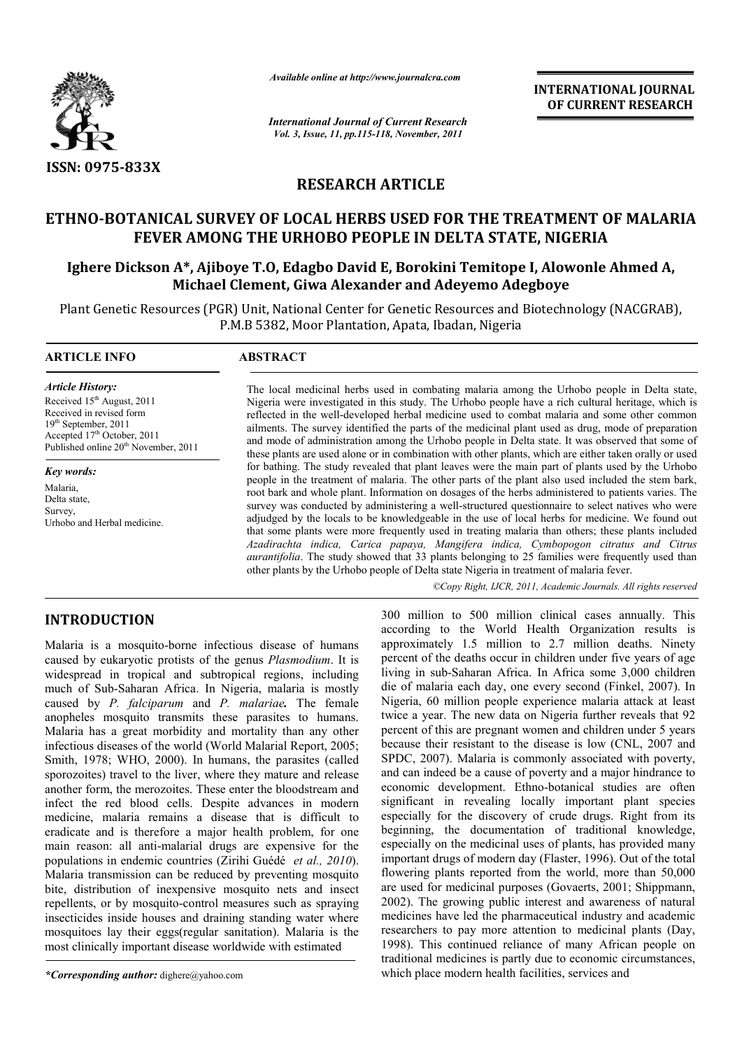ISSN: 0975-833X

*Available online at http://www.journalcra.com*

*International Journal of Current Research*
*Vol. 3, Issue, 11, pp.115-118, November, 2011*

**INTERNATIONAL JOURNAL OF CURRENT RESEARCH**

## RESEARCH ARTICLE

# ETHNO-BOTANICAL SURVEY OF LOCAL HERBS USED FOR THE TREATMENT OF MALARIA FEVER AMONG THE URHOBO PEOPLE IN DELTA STATE, NIGERIA

**Ighere Dickson A\*, Ajiboye T.O, Edagbo David E, Borokini Temitope I, Alowonle Ahmed A, Michael Clement, Giwa Alexander and Adeyemo Adegboye**

Plant Genetic Resources (PGR) Unit, National Center for Genetic Resources and Biotechnology (NACGRAB), P.M.B 5382, Moor Plantation, Apata, Ibadan, Nigeria

**ARTICLE INFO**

*Article History:*
Received 15th August, 2011
Received in revised form
19th September, 2011
Accepted 17th October, 2011
Published online 20th November, 2011

*Key words:*
Malaria,
Delta state,
Survey,
Urhobo and Herbal medicine.

**ABSTRACT**

The local medicinal herbs used in combating malaria among the Urhobo people in Delta state, Nigeria were investigated in this study. The Urhobo people have a rich cultural heritage, which is reflected in the well-developed herbal medicine used to combat malaria and some other common ailments. The survey identified the parts of the medicinal plant used as drug, mode of preparation and mode of administration among the Urhobo people in Delta state. It was observed that some of these plants are used alone or in combination with other plants, which are either taken orally or used for bathing. The study revealed that plant leaves were the main part of plants used by the Urhobo people in the treatment of malaria. The other parts of the plant also used included the stem bark, root bark and whole plant. Information on dosages of the herbs administered to patients varies. The survey was conducted by administering a well-structured questionnaire to select natives who were adjudged by the locals to be knowledgeable in the use of local herbs for medicine. We found out that some plants were more frequently used in treating malaria than others; these plants included *Azadirachta indica, Carica papaya, Mangifera indica, Cymbopogon citratus and Citrus aurantifolia*. The study showed that 33 plants belonging to 25 families were frequently used than other plants by the Urhobo people of Delta state Nigeria in treatment of malaria fever.

*©Copy Right, IJCR, 2011, Academic Journals. All rights reserved*

## INTRODUCTION

Malaria is a mosquito-borne infectious disease of humans caused by eukaryotic protists of the genus *Plasmodium*. It is widespread in tropical and subtropical regions, including much of Sub-Saharan Africa. In Nigeria, malaria is mostly caused by *P. falciparum* and *P. malariae***.** The female anopheles mosquito transmits these parasites to humans. Malaria has a great morbidity and mortality than any other infectious diseases of the world (World Malarial Report, 2005; Smith, 1978; WHO, 2000). In humans, the parasites (called sporozoites) travel to the liver, where they mature and release another form, the merozoites. These enter the bloodstream and infect the red blood cells. Despite advances in modern medicine, malaria remains a disease that is difficult to eradicate and is therefore a major health problem, for one main reason: all anti-malarial drugs are expensive for the populations in endemic countries (Zirihi Guédé *et al., 2010*). Malaria transmission can be reduced by preventing mosquito bite, distribution of inexpensive mosquito nets and insect repellents, or by mosquito-control measures such as spraying insecticides inside houses and draining standing water where mosquitoes lay their eggs(regular sanitation). Malaria is the most clinically important disease worldwide with estimated 300 million to 500 million clinical cases annually. This according to the World Health Organization results is approximately 1.5 million to 2.7 million deaths. Ninety percent of the deaths occur in children under five years of age living in sub-Saharan Africa. In Africa some 3,000 children die of malaria each day, one every second (Finkel, 2007). In Nigeria, 60 million people experience malaria attack at least twice a year. The new data on Nigeria further reveals that 92 percent of this are pregnant women and children under 5 years because their resistant to the disease is low (CNL, 2007 and SPDC, 2007). Malaria is commonly associated with poverty, and can indeed be a cause of poverty and a major hindrance to economic development. Ethno-botanical studies are often significant in revealing locally important plant species especially for the discovery of crude drugs. Right from its beginning, the documentation of traditional knowledge, especially on the medicinal uses of plants, has provided many important drugs of modern day (Flaster, 1996). Out of the total flowering plants reported from the world, more than 50,000 are used for medicinal purposes (Govaerts, 2001; Shippmann, 2002). The growing public interest and awareness of natural medicines have led the pharmaceutical industry and academic researchers to pay more attention to medicinal plants (Day, 1998). This continued reliance of many African people on traditional medicines is partly due to economic circumstances, which place modern health facilities, services and

*\*Corresponding author:* dighere@yahoo.com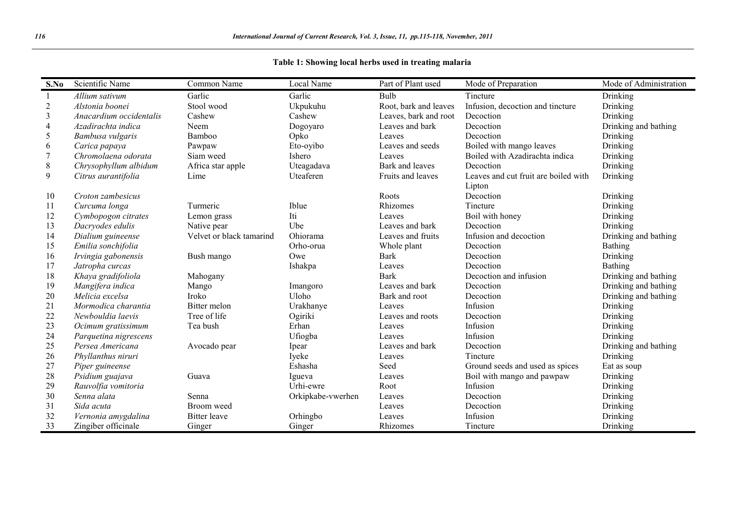**Table 1: Showing local herbs used in treating malaria**

| S.No | Scientific Name | Common Name | Local Name | Part of Plant used | Mode of Preparation | Mode of Administration |
|---|---|---|---|---|---|---|
| 1 | *Allium sativum* | Garlic | Garlic | Bulb | Tincture | Drinking |
| 2 | *Alstonia boonei* | Stool wood | Ukpukuhu | Root, bark and leaves | Infusion, decoction and tincture | Drinking |
| 3 | *Anacardium occidentalis* | Cashew | Cashew | Leaves, bark and root | Decoction | Drinking |
| 4 | *Azadirachta indica* | Neem | Dogoyaro | Leaves and bark | Decoction | Drinking and bathing |
| 5 | *Bambusa vulgaris* | Bamboo | Opko | Leaves | Decoction | Drinking |
| 6 | *Carica papaya* | Pawpaw | Eto-oyibo | Leaves and seeds | Boiled with mango leaves | Drinking |
| 7 | *Chromolaena odorata* | Siam weed | Ishero | Leaves | Boiled with Azadirachta indica | Drinking |
| 8 | *Chrysophyllum albidum* | Africa star apple | Uteagadava | Bark and leaves | Decoction | Drinking |
| 9 | *Citrus aurantifolia* | Lime | Uteaferen | Fruits and leaves | Leaves and cut fruit are boiled with Lipton | Drinking |
| 10 | *Croton zambesicus* | | | Roots | Decoction | Drinking |
| 11 | *Curcuma longa* | Turmeric | Iblue | Rhizomes | Tincture | Drinking |
| 12 | *Cymbopogon citrates* | Lemon grass | Iti | Leaves | Boil with honey | Drinking |
| 13 | *Dacryodes edulis* | Native pear | Ube | Leaves and bark | Decoction | Drinking |
| 14 | *Dialium guineense* | Velvet or black tamarind | Ohiorama | Leaves and fruits | Infusion and decoction | Drinking and bathing |
| 15 | *Emilia sonchifolia* | | Orho-orua | Whole plant | Decoction | Bathing |
| 16 | *Irvingia gabonensis* | Bush mango | Owe | Bark | Decoction | Drinking |
| 17 | *Jatropha curcas* | | Ishakpa | Leaves | Decoction | Bathing |
| 18 | *Khaya gradifoliola* | Mahogany | | Bark | Decoction and infusion | Drinking and bathing |
| 19 | *Mangifera indica* | Mango | Imangoro | Leaves and bark | Decoction | Drinking and bathing |
| 20 | *Melicia excelsa* | Iroko | Uloho | Bark and root | Decoction | Drinking and bathing |
| 21 | *Mormodica charantia* | Bitter melon | Urakhanye | Leaves | Infusion | Drinking |
| 22 | *Newbouldia laevis* | Tree of life | Ogiriki | Leaves and roots | Decoction | Drinking |
| 23 | *Ocimum gratissimum* | Tea bush | Erhan | Leaves | Infusion | Drinking |
| 24 | *Parquetina nigrescens* | | Ufiogba | Leaves | Infusion | Drinking |
| 25 | *Persea Americana* | Avocado pear | Ipear | Leaves and bark | Decoction | Drinking and bathing |
| 26 | *Phyllanthus niruri* | | Iyeke | Leaves | Tincture | Drinking |
| 27 | *Piper guineense* | | Eshasha | Seed | Ground seeds and used as spices | Eat as soup |
| 28 | *Psidium guajava* | Guava | Igueva | Leaves | Boil with mango and pawpaw | Drinking |
| 29 | *Rauvolfia vomitoria* | | Urhi-ewre | Root | Infusion | Drinking |
| 30 | *Senna alata* | Senna | Orkipkabe-vwerhen | Leaves | Decoction | Drinking |
| 31 | *Sida acuta* | Broom weed | | Leaves | Decoction | Drinking |
| 32 | *Vernonia amygdalina* | Bitter leave | Orhingbo | Leaves | Infusion | Drinking |
| 33 | Zingiber officinale | Ginger | Ginger | Rhizomes | Tincture | Drinking |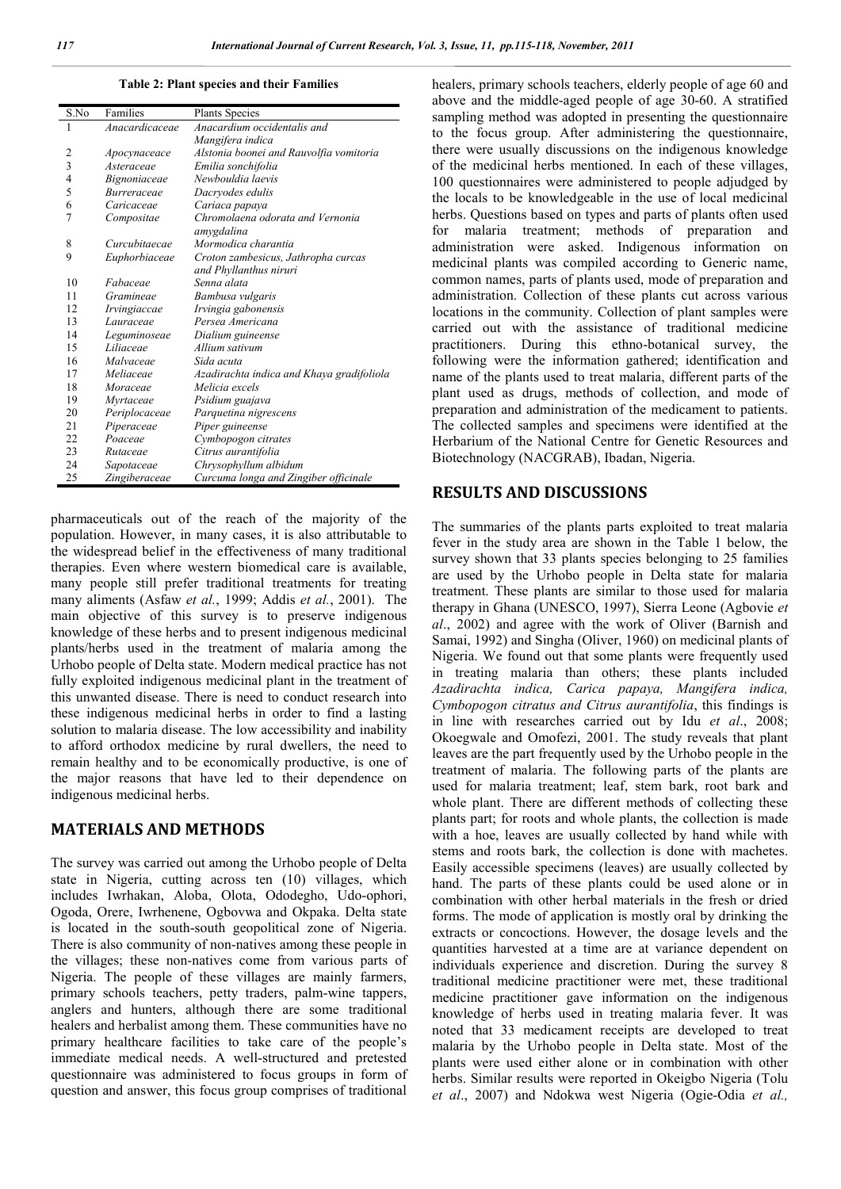**Table 2: Plant species and their Families**

| S.No | Families | Plants Species |
|---|---|---|
| 1 | *Anacardicaceae* | *Anacardium occidentalis and Mangifera indica* |
| 2 | *Apocynaceace* | *Alstonia boonei and Rauvolfia vomitoria* |
| 3 | *Asteraceae* | *Emilia sonchifolia* |
| 4 | *Bignoniaceae* | *Newbouldia laevis* |
| 5 | *Burreraceae* | *Dacryodes edulis* |
| 6 | *Caricaceae* | *Cariaca papaya* |
| 7 | *Compositae* | *Chromolaena odorata and Vernonia amygdalina* |
| 8 | *Curcubitaecae* | *Mormodica charantia* |
| 9 | *Euphorbiaceae* | *Croton zambesicus, Jathropha curcas and Phyllanthus niruri* |
| 10 | *Fabaceae* | *Senna alata* |
| 11 | *Gramineae* | *Bambusa vulgaris* |
| 12 | *Irvingiaccae* | *Irvingia gabonensis* |
| 13 | *Lauraceae* | *Persea Americana* |
| 14 | *Leguminoseae* | *Dialium guineense* |
| 15 | *Liliaceae* | *Allium sativum* |
| 16 | *Malvaceae* | *Sida acuta* |
| 17 | *Meliaceae* | *Azadirachta indica and Khaya gradifoliola* |
| 18 | *Moraceae* | *Melicia excels* |
| 19 | *Myrtaceae* | *Psidium guajava* |
| 20 | *Periplocaceae* | *Parquetina nigrescens* |
| 21 | *Piperaceae* | *Piper guineense* |
| 22 | *Poaceae* | *Cymbopogon citrates* |
| 23 | *Rutaceae* | *Citrus aurantifolia* |
| 24 | *Sapotaceae* | *Chrysophyllum albidum* |
| 25 | *Zingiberaceae* | *Curcuma longa and Zingiber officinale* |

pharmaceuticals out of the reach of the majority of the population. However, in many cases, it is also attributable to the widespread belief in the effectiveness of many traditional therapies. Even where western biomedical care is available, many people still prefer traditional treatments for treating many aliments (Asfaw *et al.*, 1999; Addis *et al.*, 2001). The main objective of this survey is to preserve indigenous knowledge of these herbs and to present indigenous medicinal plants/herbs used in the treatment of malaria among the Urhobo people of Delta state. Modern medical practice has not fully exploited indigenous medicinal plant in the treatment of this unwanted disease. There is need to conduct research into these indigenous medicinal herbs in order to find a lasting solution to malaria disease. The low accessibility and inability to afford orthodox medicine by rural dwellers, the need to remain healthy and to be economically productive, is one of the major reasons that have led to their dependence on indigenous medicinal herbs.

## MATERIALS AND METHODS

The survey was carried out among the Urhobo people of Delta state in Nigeria, cutting across ten (10) villages, which includes Iwrhakan, Aloba, Olota, Ododegho, Udo-ophori, Ogoda, Orere, Iwrhenene, Ogbovwa and Okpaka. Delta state is located in the south-south geopolitical zone of Nigeria. There is also community of non-natives among these people in the villages; these non-natives come from various parts of Nigeria. The people of these villages are mainly farmers, primary schools teachers, petty traders, palm-wine tappers, anglers and hunters, although there are some traditional healers and herbalist among them. These communities have no primary healthcare facilities to take care of the people's immediate medical needs. A well-structured and pretested questionnaire was administered to focus groups in form of question and answer, this focus group comprises of traditional healers, primary schools teachers, elderly people of age 60 and above and the middle-aged people of age 30-60. A stratified sampling method was adopted in presenting the questionnaire to the focus group. After administering the questionnaire, there were usually discussions on the indigenous knowledge of the medicinal herbs mentioned. In each of these villages, 100 questionnaires were administered to people adjudged by the locals to be knowledgeable in the use of local medicinal herbs. Questions based on types and parts of plants often used for malaria treatment; methods of preparation and administration were asked. Indigenous information on medicinal plants was compiled according to Generic name, common names, parts of plants used, mode of preparation and administration. Collection of these plants cut across various locations in the community. Collection of plant samples were carried out with the assistance of traditional medicine practitioners. During this ethno-botanical survey, the following were the information gathered; identification and name of the plants used to treat malaria, different parts of the plant used as drugs, methods of collection, and mode of preparation and administration of the medicament to patients. The collected samples and specimens were identified at the Herbarium of the National Centre for Genetic Resources and Biotechnology (NACGRAB), Ibadan, Nigeria.

## RESULTS AND DISCUSSIONS

The summaries of the plants parts exploited to treat malaria fever in the study area are shown in the Table 1 below, the survey shown that 33 plants species belonging to 25 families are used by the Urhobo people in Delta state for malaria treatment. These plants are similar to those used for malaria therapy in Ghana (UNESCO, 1997), Sierra Leone (Agbovie *et al*., 2002) and agree with the work of Oliver (Barnish and Samai, 1992) and Singha (Oliver, 1960) on medicinal plants of Nigeria. We found out that some plants were frequently used in treating malaria than others; these plants included *Azadirachta indica, Carica papaya, Mangifera indica, Cymbopogon citratus and Citrus aurantifolia*, this findings is in line with researches carried out by Idu *et al*., 2008; Okoegwale and Omofezi, 2001. The study reveals that plant leaves are the part frequently used by the Urhobo people in the treatment of malaria. The following parts of the plants are used for malaria treatment; leaf, stem bark, root bark and whole plant. There are different methods of collecting these plants part; for roots and whole plants, the collection is made with a hoe, leaves are usually collected by hand while with stems and roots bark, the collection is done with machetes. Easily accessible specimens (leaves) are usually collected by hand. The parts of these plants could be used alone or in combination with other herbal materials in the fresh or dried forms. The mode of application is mostly oral by drinking the extracts or concoctions. However, the dosage levels and the quantities harvested at a time are at variance dependent on individuals experience and discretion. During the survey 8 traditional medicine practitioner were met, these traditional medicine practitioner gave information on the indigenous knowledge of herbs used in treating malaria fever. It was noted that 33 medicament receipts are developed to treat malaria by the Urhobo people in Delta state. Most of the plants were used either alone or in combination with other herbs. Similar results were reported in Okeigbo Nigeria (Tolu *et al*., 2007) and Ndokwa west Nigeria (Ogie-Odia *et al.,*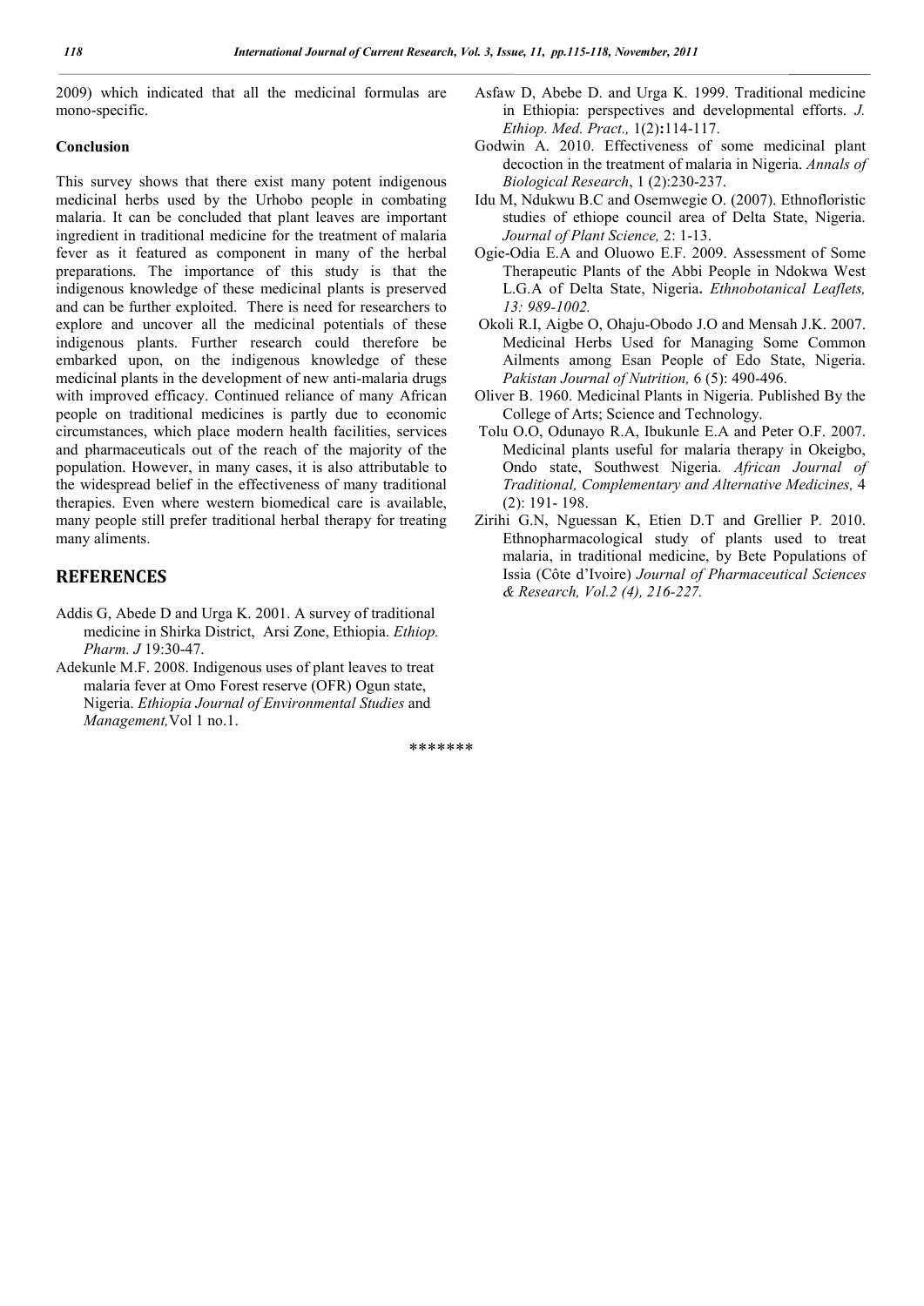2009) which indicated that all the medicinal formulas are mono-specific.

**Conclusion**

This survey shows that there exist many potent indigenous medicinal herbs used by the Urhobo people in combating malaria. It can be concluded that plant leaves are important ingredient in traditional medicine for the treatment of malaria fever as it featured as component in many of the herbal preparations. The importance of this study is that the indigenous knowledge of these medicinal plants is preserved and can be further exploited. There is need for researchers to explore and uncover all the medicinal potentials of these indigenous plants. Further research could therefore be embarked upon, on the indigenous knowledge of these medicinal plants in the development of new anti-malaria drugs with improved efficacy. Continued reliance of many African people on traditional medicines is partly due to economic circumstances, which place modern health facilities, services and pharmaceuticals out of the reach of the majority of the population. However, in many cases, it is also attributable to the widespread belief in the effectiveness of many traditional therapies. Even where western biomedical care is available, many people still prefer traditional herbal therapy for treating many aliments.

## REFERENCES

Addis G, Abede D and Urga K. 2001. A survey of traditional medicine in Shirka District, Arsi Zone, Ethiopia. *Ethiop. Pharm. J* 19:30-47.

Adekunle M.F. 2008. Indigenous uses of plant leaves to treat malaria fever at Omo Forest reserve (OFR) Ogun state, Nigeria. *Ethiopia Journal of Environmental Studies* and *Management,*Vol 1 no.1.

Asfaw D, Abebe D. and Urga K. 1999. Traditional medicine in Ethiopia: perspectives and developmental efforts. *J. Ethiop. Med. Pract.,* 1(2)**:**114-117.

Godwin A. 2010. Effectiveness of some medicinal plant decoction in the treatment of malaria in Nigeria. *Annals of Biological Research*, 1 (2):230-237.

Idu M, Ndukwu B.C and Osemwegie O. (2007). Ethnofloristic studies of ethiope council area of Delta State, Nigeria. *Journal of Plant Science,* 2: 1-13.

Ogie-Odia E.A and Oluowo E.F. 2009. Assessment of Some Therapeutic Plants of the Abbi People in Ndokwa West L.G.A of Delta State, Nigeria**.** *Ethnobotanical Leaflets, 13: 989-1002.*

Okoli R.I, Aigbe O, Ohaju-Obodo J.O and Mensah J.K. 2007. Medicinal Herbs Used for Managing Some Common Ailments among Esan People of Edo State, Nigeria. *Pakistan Journal of Nutrition,* 6 (5): 490-496.

Oliver B. 1960. Medicinal Plants in Nigeria. Published By the College of Arts; Science and Technology.

Tolu O.O, Odunayo R.A, Ibukunle E.A and Peter O.F. 2007. Medicinal plants useful for malaria therapy in Okeigbo, Ondo state, Southwest Nigeria. *African Journal of Traditional, Complementary and Alternative Medicines,* 4 (2): 191- 198.

Zirihi G.N, Nguessan K, Etien D.T and Grellier P. 2010. Ethnopharmacological study of plants used to treat malaria, in traditional medicine, by Bete Populations of Issia (Côte d'Ivoire) *Journal of Pharmaceutical Sciences & Research, Vol.2 (4), 216-227.*

*******